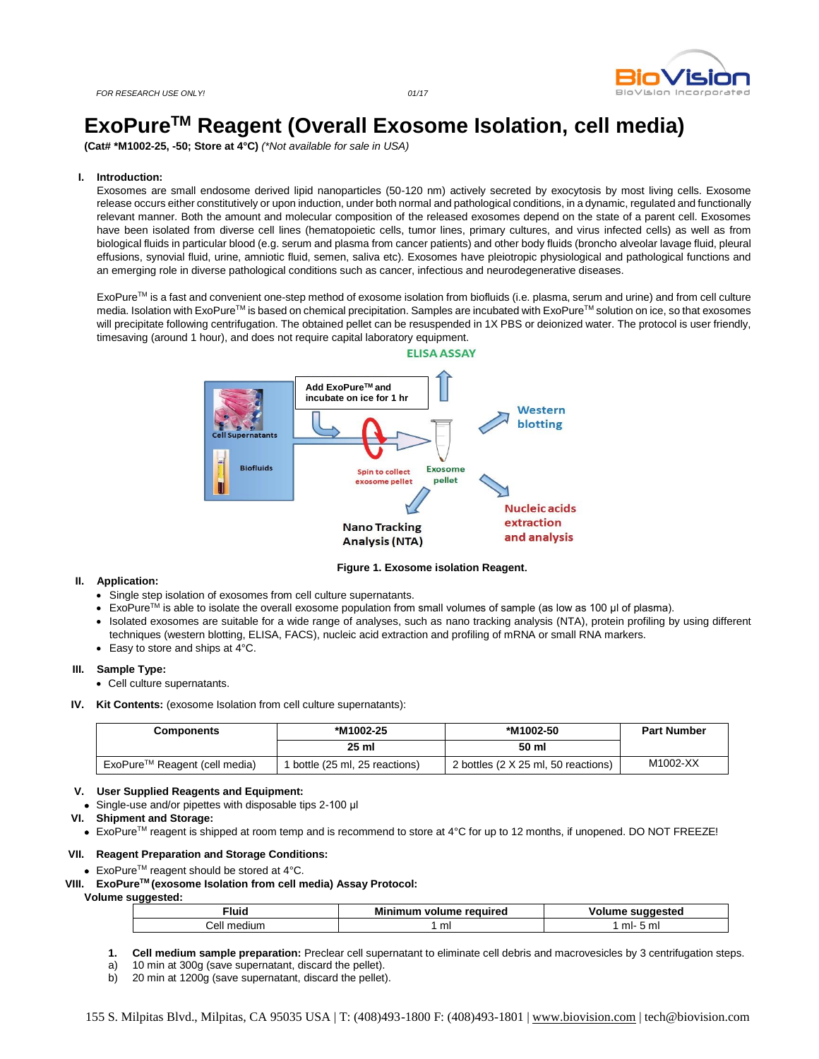FOR RESEARCH USE ONLY! 01/17

# ExoPure™ Reagent (Overall Exosome Isolation, cell media)

**(Cat# *M1002-25, -50; Store at 4°C)** *(*Not available for sale in USA)*

## I. Introduction:

Exosomes are small endosome derived lipid nanoparticles (50-120 nm) actively secreted by exocytosis by most living cells. Exosome release occurs either constitutively or upon induction, under both normal and pathological conditions, in a dynamic, regulated and functionally relevant manner. Both the amount and molecular composition of the released exosomes depend on the state of a parent cell. Exosomes have been isolated from diverse cell lines (hematopoietic cells, tumor lines, primary cultures, and virus infected cells) as well as from biological fluids in particular blood (e.g. serum and plasma from cancer patients) and other body fluids (broncho alveolar lavage fluid, pleural effusions, synovial fluid, urine, amniotic fluid, semen, saliva etc). Exosomes have pleiotropic physiological and pathological functions and an emerging role in diverse pathological conditions such as cancer, infectious and neurodegenerative diseases.

ExoPure™ is a fast and convenient one-step method of exosome isolation from biofluids (i.e. plasma, serum and urine) and from cell culture media. Isolation with ExoPure™ is based on chemical precipitation. Samples are incubated with ExoPure™ solution on ice, so that exosomes will precipitate following centrifugation. The obtained pellet can be resuspended in 1X PBS or deionized water. The protocol is user friendly, timesaving (around 1 hour), and does not require capital laboratory equipment.

**Figure 1. Exosome isolation Reagent.**

## II. Application:

- Single step isolation of exosomes from cell culture supernatants.
- ExoPure™ is able to isolate the overall exosome population from small volumes of sample (as low as 100 µl of plasma).
- Isolated exosomes are suitable for a wide range of analyses, such as nano tracking analysis (NTA), protein profiling by using different techniques (western blotting, ELISA, FACS), nucleic acid extraction and profiling of mRNA or small RNA markers.
- Easy to store and ships at 4°C.

## III. Sample Type:

- Cell culture supernatants.

## IV. Kit Contents: (exosome Isolation from cell culture supernatants):

| Components | *M1002-25 | *M1002-50 | Part Number |
|---|---|---|---|
| | 25 ml | 50 ml | |
| ExoPure™ Reagent (cell media) | 1 bottle (25 ml, 25 reactions) | 2 bottles (2 X 25 ml, 50 reactions) | M1002-XX |

## V. User Supplied Reagents and Equipment:

- Single-use and/or pipettes with disposable tips 2-100 µl

## VI. Shipment and Storage:

- ExoPure™ reagent is shipped at room temp and is recommend to store at 4°C for up to 12 months, if unopened. DO NOT FREEZE!

## VII. Reagent Preparation and Storage Conditions:

- ExoPure™ reagent should be stored at 4°C.

## VIII. ExoPure™ (exosome Isolation from cell media) Assay Protocol:

**Volume suggested:**

| Fluid | Minimum volume required | Volume suggested |
|---|---|---|
| Cell medium | 1 ml | 1 ml- 5 ml |

1. **Cell medium sample preparation:** Preclear cell supernatant to eliminate cell debris and macrovesicles by 3 centrifugation steps.

a) 10 min at 300g (save supernatant, discard the pellet).

b) 20 min at 1200g (save supernatant, discard the pellet).

155 S. Milpitas Blvd., Milpitas, CA 95035 USA | T: (408)493-1800 F: (408)493-1801 | www.biovision.com | tech@biovision.com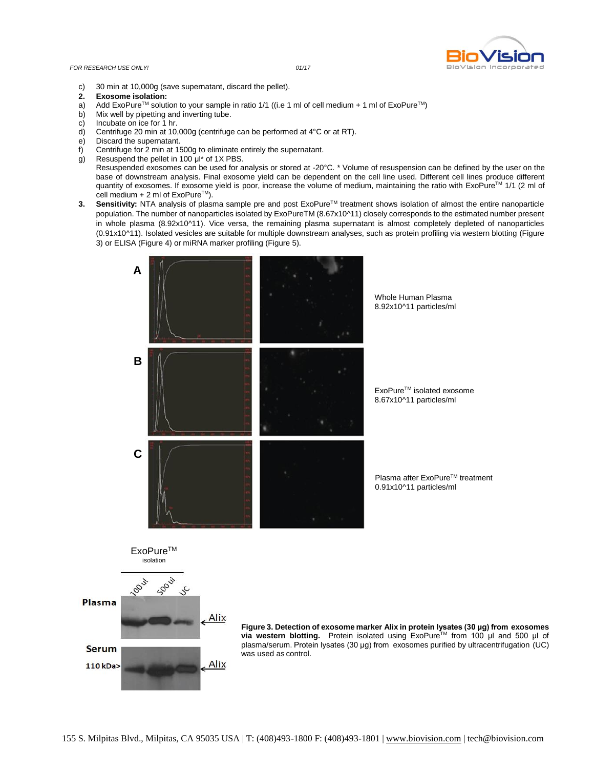c) 30 min at 10,000g (save supernatant, discard the pellet).

**2. Exosome isolation:**

a) Add ExoPure™ solution to your sample in ratio 1/1 ((i.e 1 ml of cell medium + 1 ml of ExoPure™)
b) Mix well by pipetting and inverting tube.
c) Incubate on ice for 1 hr.
d) Centrifuge 20 min at 10,000g (centrifuge can be performed at 4°C or at RT).
e) Discard the supernatant.
f) Centrifuge for 2 min at 1500g to eliminate entirely the supernatant.
g) Resuspend the pellet in 100 µl* of 1X PBS.
Resuspended exosomes can be used for analysis or stored at -20°C. * Volume of resuspension can be defined by the user on the base of downstream analysis. Final exosome yield can be dependent on the cell line used. Different cell lines produce different quantity of exosomes. If exosome yield is poor, increase the volume of medium, maintaining the ratio with ExoPure™ 1/1 (2 ml of cell medium + 2 ml of ExoPure™).

**3. Sensitivity:** NTA analysis of plasma sample pre and post ExoPure™ treatment shows isolation of almost the entire nanoparticle population. The number of nanoparticles isolated by ExoPureTM (8.67x10^11) closely corresponds to the estimated number present in whole plasma (8.92x10^11). Vice versa, the remaining plasma supernatant is almost completely depleted of nanoparticles (0.91x10^11). Isolated vesicles are suitable for multiple downstream analyses, such as protein profiling via western blotting (Figure 3) or ELISA (Figure 4) or miRNA marker profiling (Figure 5).

A — Whole Human Plasma 8.92x10^11 particles/ml

B — ExoPure™ isolated exosome 8.67x10^11 particles/ml

C — Plasma after ExoPure™ treatment 0.91x10^11 particles/ml

ExoPure™ isolation: 100 ul, 500 ul, UC
Plasma — Alix
Serum — 110 kDa> — Alix

**Figure 3. Detection of exosome marker Alix in protein lysates (30 µg) from exosomes via western blotting.** Protein isolated using ExoPure™ from 100 µl and 500 µl of plasma/serum. Protein lysates (30 µg) from exosomes purified by ultracentrifugation (UC) was used as control.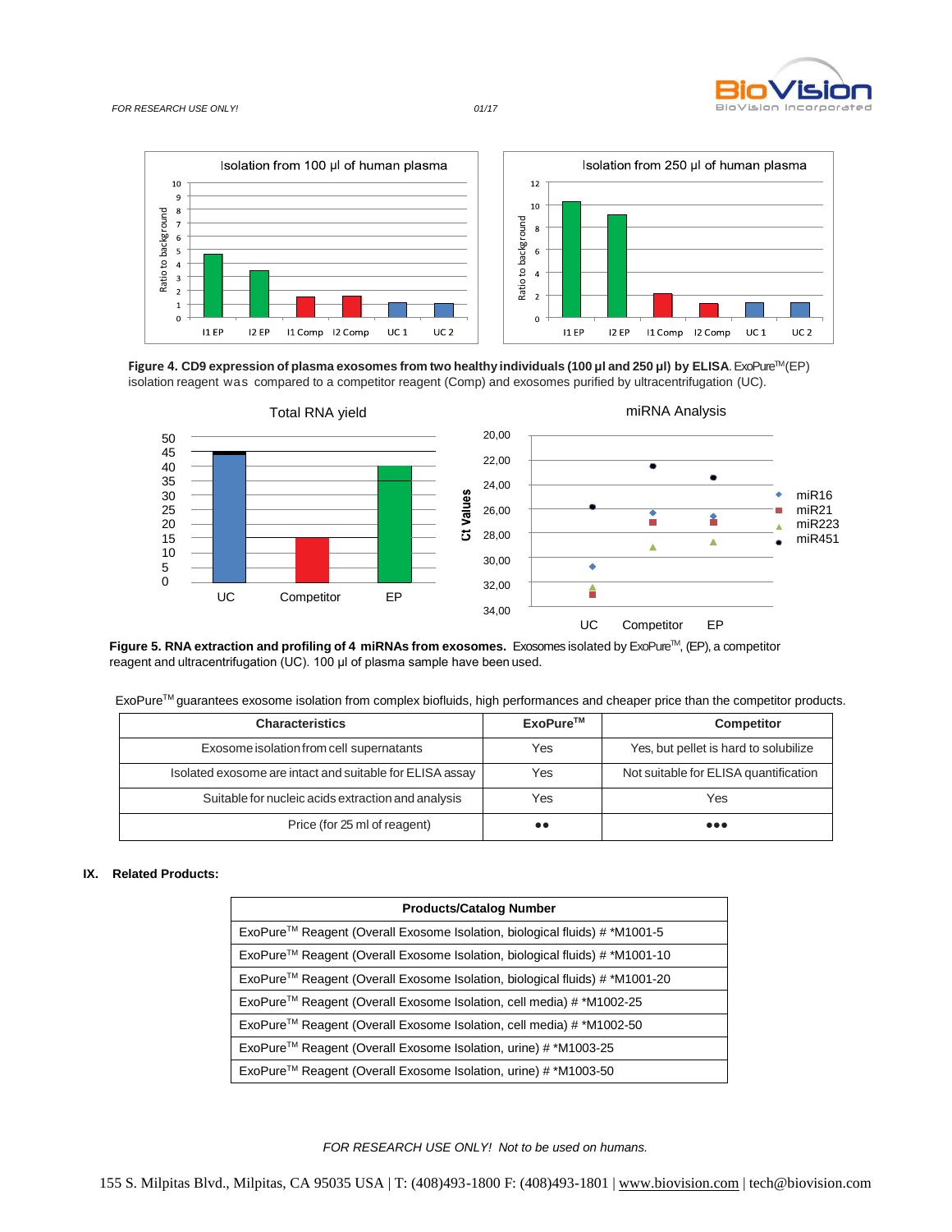Isolation from 100 µl of human plasma

Ratio to background

10
9
8
7
6
5
4
3
2
1
0

I1 EP
I2 EP
I1 Comp
I2 Comp
UC 1
UC 2

Isolation from 250 µl of human plasma

Ratio to background

12
10
8
6
4
2
0

I1 EP
I2 EP
I1 Comp
I2 Comp
UC 1
UC 2

**Figure 4. CD9 expression of plasma exosomes from two healthy individuals (100 µl and 250 µl) by ELISA**. ExoPure[TM] (EP) isolation reagent was compared to a competitor reagent (Comp) and exosomes purified by ultracentrifugation (UC).

Total RNA yield

50
45
40
35
30
25
20
15
10
5
0

UC
Competitor
EP

miRNA Analysis

Ct Values

20,00
22,00
24,00
26,00
28,00
30,00
32,00
34,00

UC
Competitor
EP

miR16
miR21
miR223
miR451

**Figure 5. RNA extraction and profiling of 4 miRNAs from exosomes.** Exosomes isolated by ExoPure[TM], (EP), a competitor reagent and ultracentrifugation (UC). 100 µl of plasma sample have been used.

ExoPure[TM] guarantees exosome isolation from complex biofluids, high performances and cheaper price than the competitor products.

| Characteristics | ExoPure[TM] | Competitor |
|---|---|---|
| Exosome isolation from cell supernatants | Yes | Yes, but pellet is hard to solubilize |
| Isolated exosome are intact and suitable for ELISA assay | Yes | Not suitable for ELISA quantification |
| Suitable for nucleic acids extraction and analysis | Yes | Yes |
| Price (for 25 ml of reagent) | ●● | ●●● |

## IX. Related Products:

| Products/Catalog Number |
|---|
| ExoPure[TM] Reagent (Overall Exosome Isolation, biological fluids) # *M1001-5 |
| ExoPure[TM] Reagent (Overall Exosome Isolation, biological fluids) # *M1001-10 |
| ExoPure[TM] Reagent (Overall Exosome Isolation, biological fluids) # *M1001-20 |
| ExoPure[TM] Reagent (Overall Exosome Isolation, cell media) # *M1002-25 |
| ExoPure[TM] Reagent (Overall Exosome Isolation, cell media) # *M1002-50 |
| ExoPure[TM] Reagent (Overall Exosome Isolation, urine) # *M1003-25 |
| ExoPure[TM] Reagent (Overall Exosome Isolation, urine) # *M1003-50 |